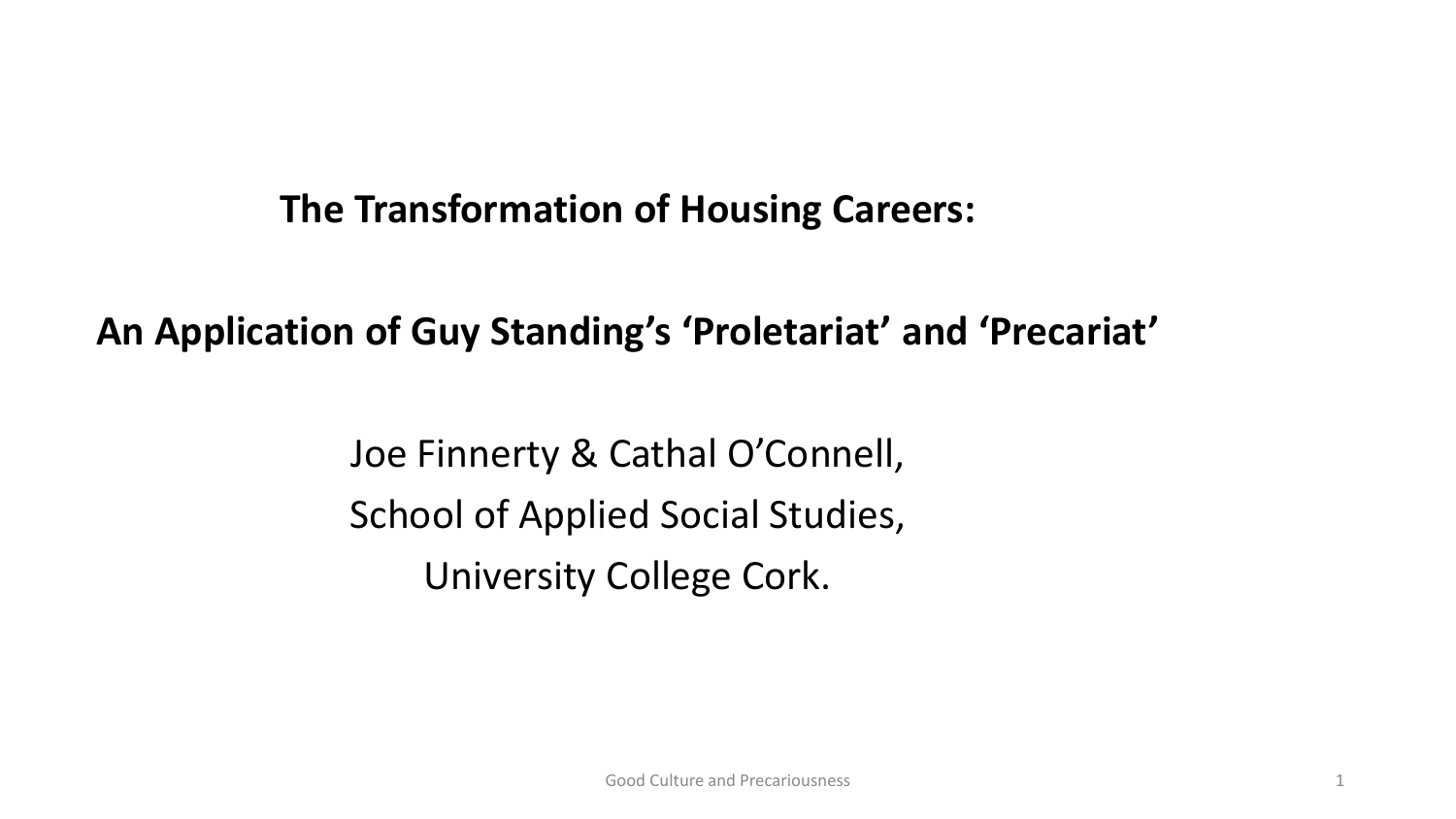# The Transformation of Housing Careers:

## An Application of Guy Standing's 'Proletariat' and 'Precariat'

Joe Finnerty & Cathal O'Connell,
School of Applied Social Studies,
University College Cork.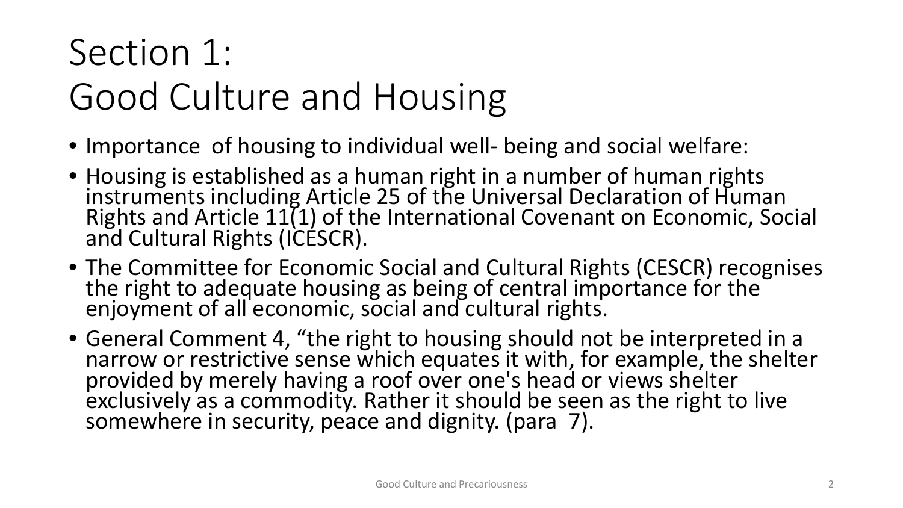# Section 1:
# Good Culture and Housing

- Importance of housing to individual well- being and social welfare:
- Housing is established as a human right in a number of human rights instruments including Article 25 of the Universal Declaration of Human Rights and Article 11(1) of the International Covenant on Economic, Social and Cultural Rights (ICESCR).
- The Committee for Economic Social and Cultural Rights (CESCR) recognises the right to adequate housing as being of central importance for the enjoyment of all economic, social and cultural rights.
- General Comment 4, "the right to housing should not be interpreted in a narrow or restrictive sense which equates it with, for example, the shelter provided by merely having a roof over one's head or views shelter exclusively as a commodity. Rather it should be seen as the right to live somewhere in security, peace and dignity. (para 7).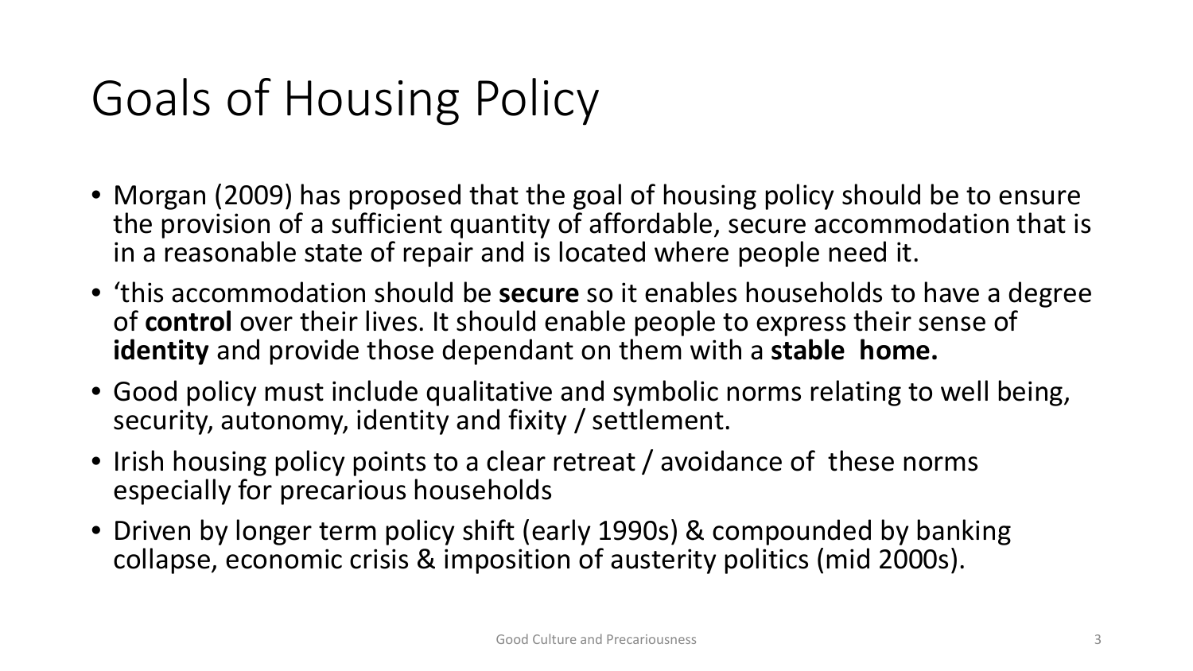# Goals of Housing Policy

- Morgan (2009) has proposed that the goal of housing policy should be to ensure the provision of a sufficient quantity of affordable, secure accommodation that is in a reasonable state of repair and is located where people need it.
- 'this accommodation should be **secure** so it enables households to have a degree of **control** over their lives. It should enable people to express their sense of **identity** and provide those dependant on them with a **stable home.**
- Good policy must include qualitative and symbolic norms relating to well being, security, autonomy, identity and fixity / settlement.
- Irish housing policy points to a clear retreat / avoidance of these norms especially for precarious households
- Driven by longer term policy shift (early 1990s) & compounded by banking collapse, economic crisis & imposition of austerity politics (mid 2000s).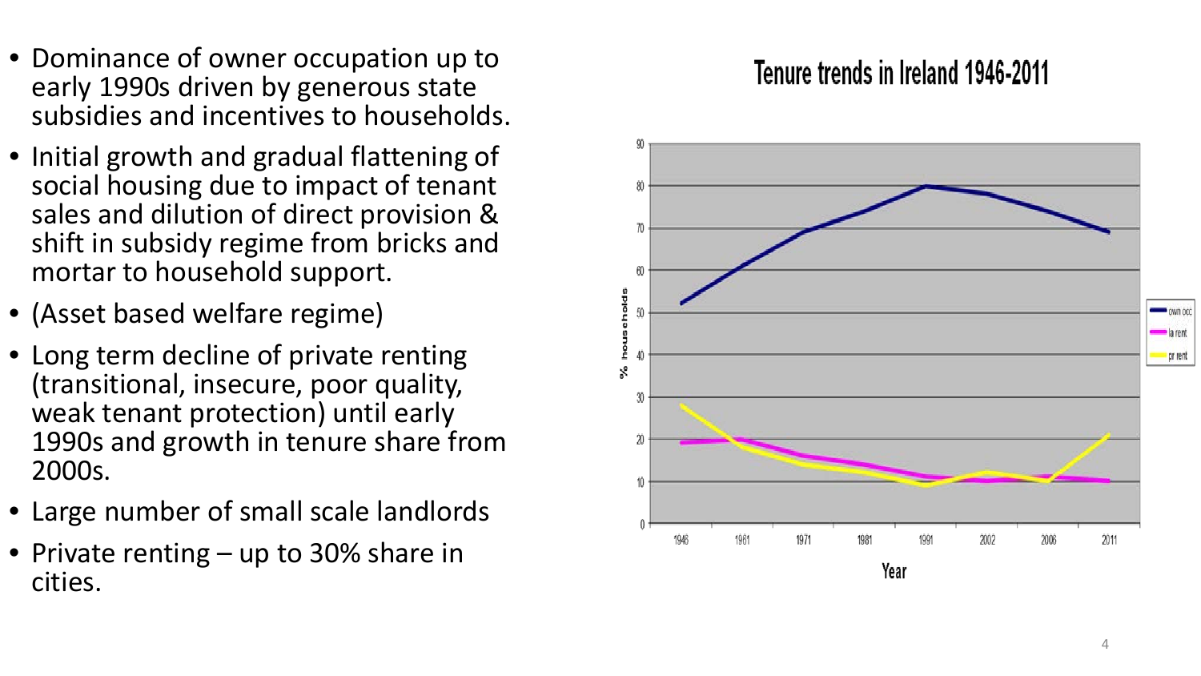- Dominance of owner occupation up to early 1990s driven by generous state subsidies and incentives to households.
- Initial growth and gradual flattening of social housing due to impact of tenant sales and dilution of direct provision & shift in subsidy regime from bricks and mortar to household support.
- (Asset based welfare regime)
- Long term decline of private renting (transitional, insecure, poor quality, weak tenant protection) until early 1990s and growth in tenure share from 2000s.
- Large number of small scale landlords
- Private renting – up to 30% share in cities.

**Tenure trends in Ireland 1946-2011**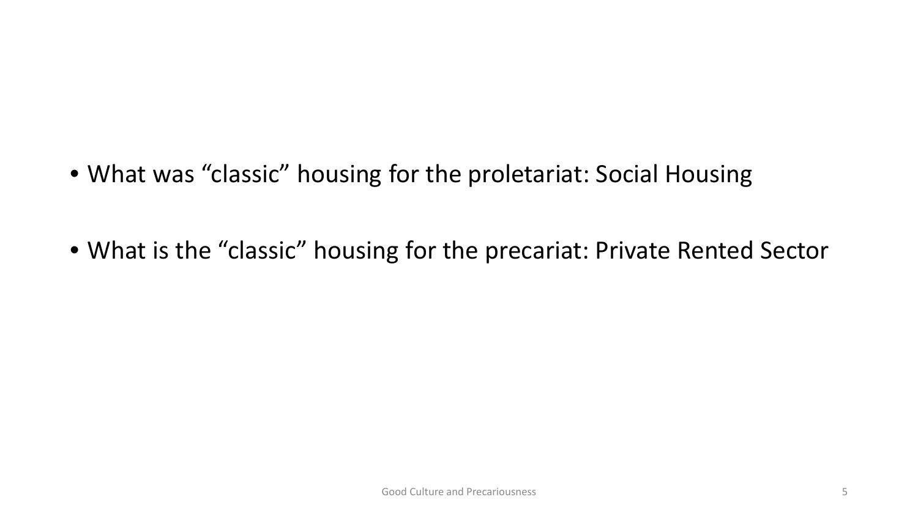- What was “classic” housing for the proletariat: Social Housing

- What is the “classic” housing for the precariat: Private Rented Sector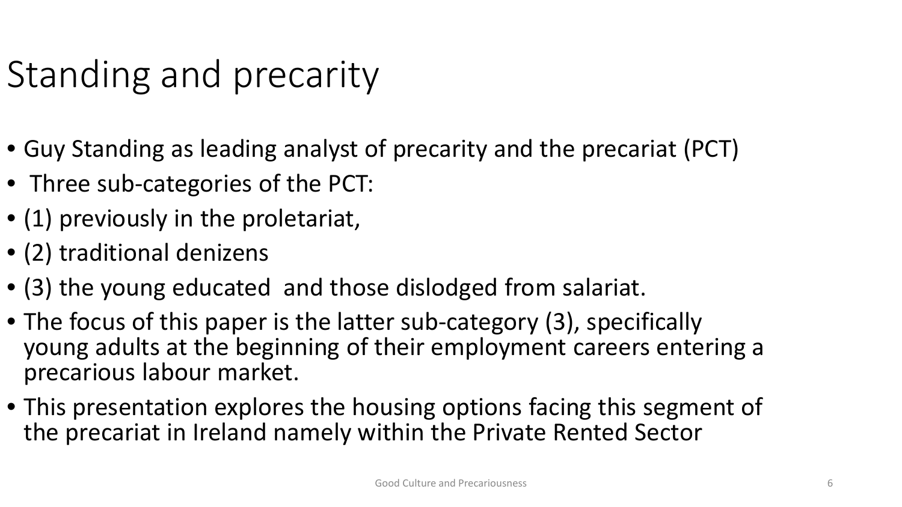# Standing and precarity

- Guy Standing as leading analyst of precarity and the precariat (PCT)
- Three sub-categories of the PCT:
- (1) previously in the proletariat,
- (2) traditional denizens
- (3) the young educated  and those dislodged from salariat.
- The focus of this paper is the latter sub-category (3), specifically young adults at the beginning of their employment careers entering a precarious labour market.
- This presentation explores the housing options facing this segment of the precariat in Ireland namely within the Private Rented Sector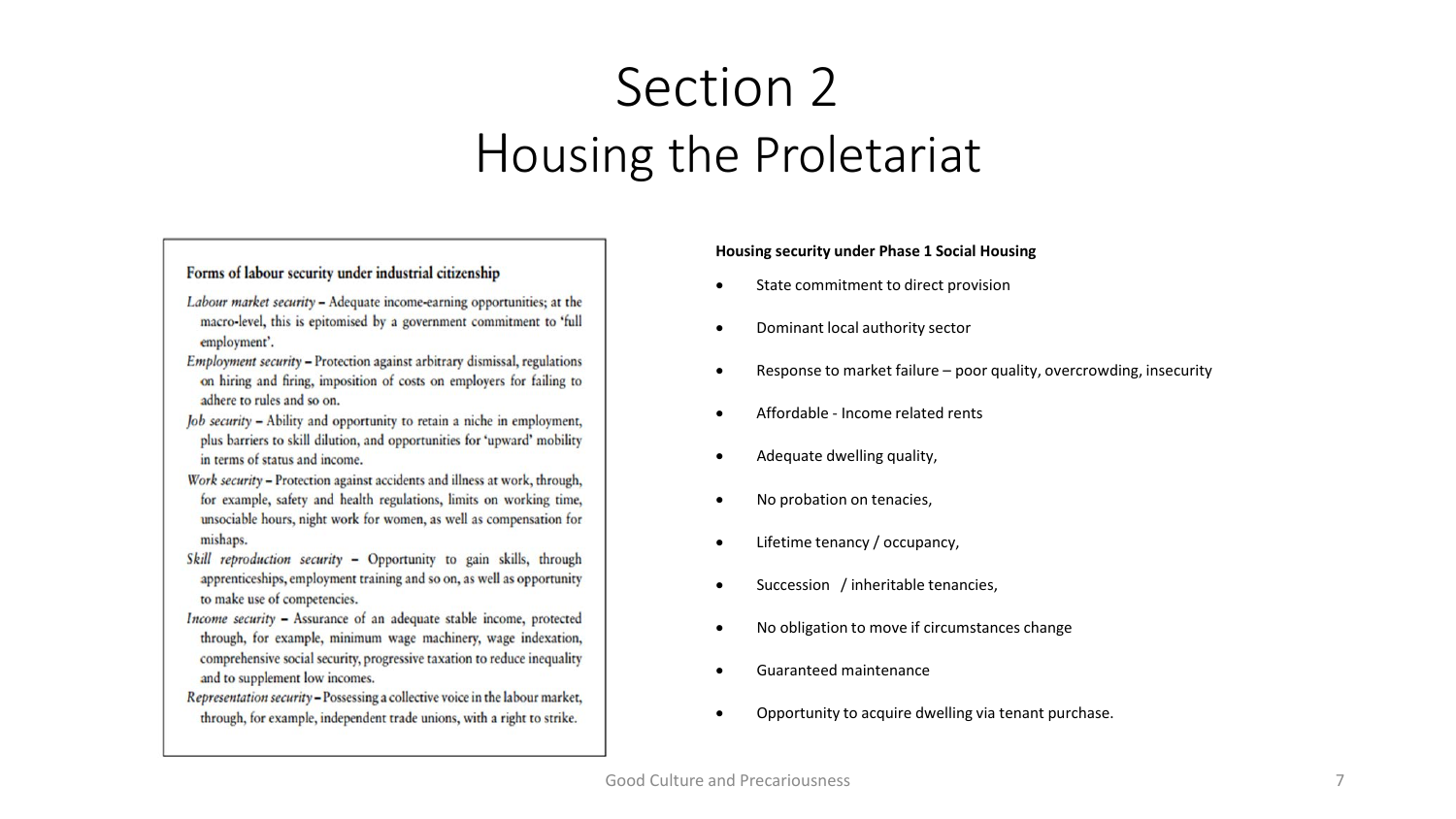# Section 2
## Housing the Proletariat

**Forms of labour security under industrial citizenship**

*Labour market security* – Adequate income-earning opportunities; at the macro-level, this is epitomised by a government commitment to 'full employment'.

*Employment security* – Protection against arbitrary dismissal, regulations on hiring and firing, imposition of costs on employers for failing to adhere to rules and so on.

*Job security* – Ability and opportunity to retain a niche in employment, plus barriers to skill dilution, and opportunities for 'upward' mobility in terms of status and income.

*Work security* – Protection against accidents and illness at work, through, for example, safety and health regulations, limits on working time, unsociable hours, night work for women, as well as compensation for mishaps.

*Skill reproduction security* – Opportunity to gain skills, through apprenticeships, employment training and so on, as well as opportunity to make use of competencies.

*Income security* – Assurance of an adequate stable income, protected through, for example, minimum wage machinery, wage indexation, comprehensive social security, progressive taxation to reduce inequality and to supplement low incomes.

*Representation security* – Possessing a collective voice in the labour market, through, for example, independent trade unions, with a right to strike.

**Housing security under Phase 1 Social Housing**

- State commitment to direct provision
- Dominant local authority sector
- Response to market failure – poor quality, overcrowding, insecurity
- Affordable - Income related rents
- Adequate dwelling quality,
- No probation on tenacies,
- Lifetime tenancy / occupancy,
- Succession / inheritable tenancies,
- No obligation to move if circumstances change
- Guaranteed maintenance
- Opportunity to acquire dwelling via tenant purchase.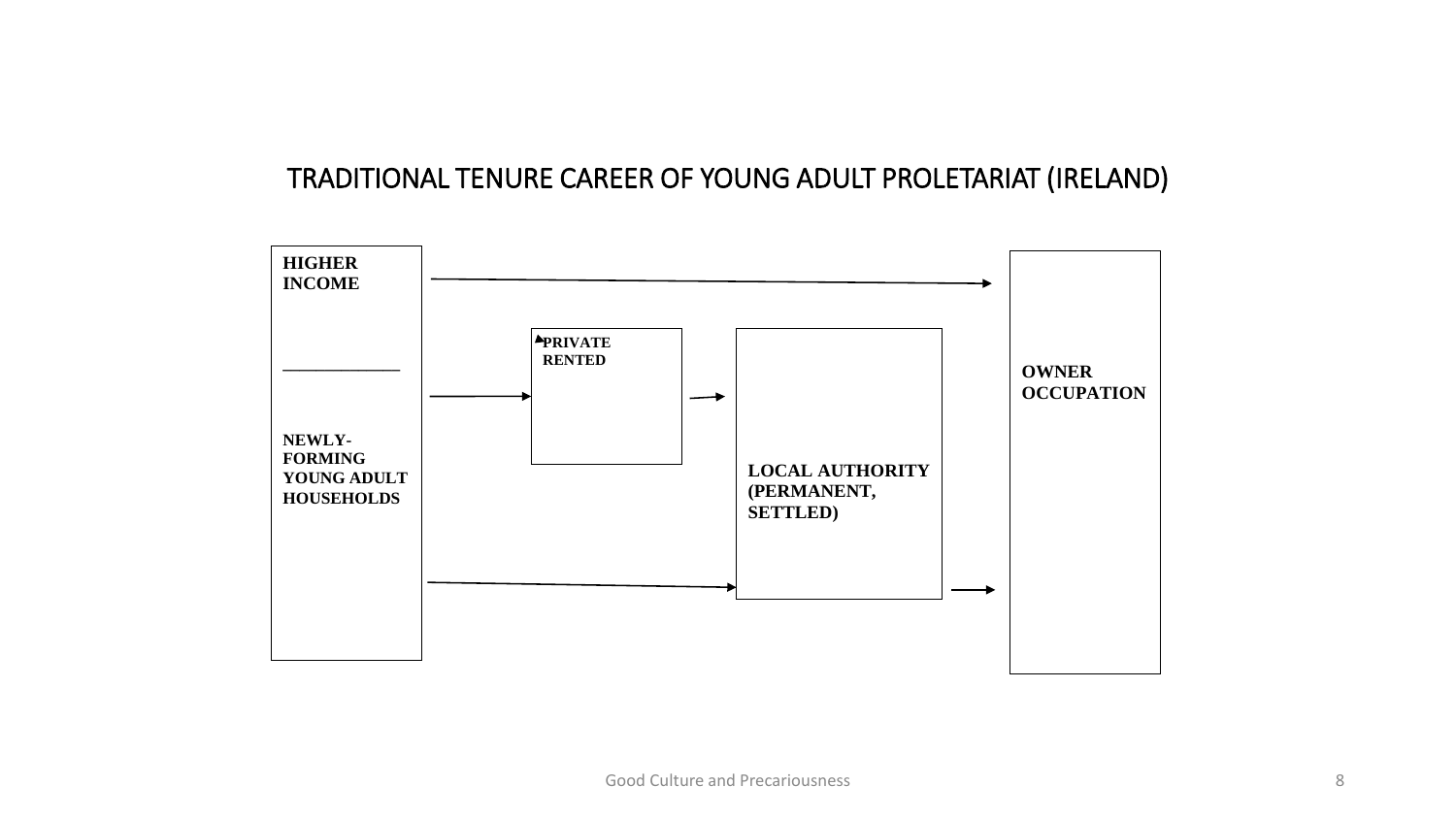# TRADITIONAL TENURE CAREER OF YOUNG ADULT PROLETARIAT (IRELAND)

**HIGHER INCOME**

**NEWLY-FORMING YOUNG ADULT HOUSEHOLDS**

**PRIVATE RENTED**

**LOCAL AUTHORITY (PERMANENT, SETTLED)**

**OWNER OCCUPATION**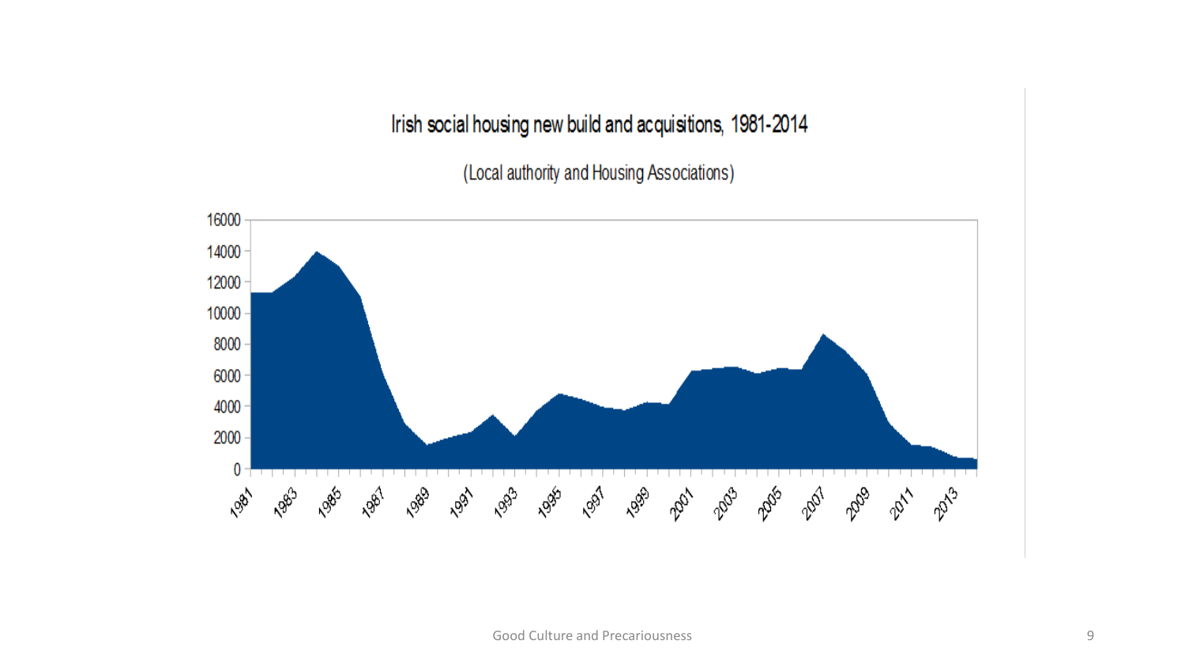## Irish social housing new build and acquisitions, 1981-2014

(Local authority and Housing Associations)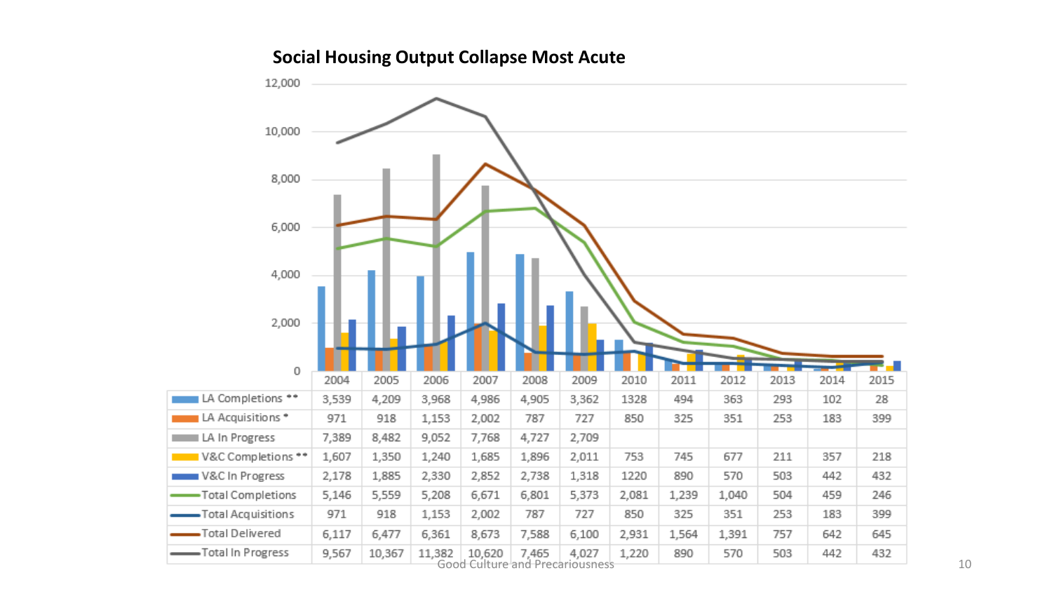## Social Housing Output Collapse Most Acute

| | 2004 | 2005 | 2006 | 2007 | 2008 | 2009 | 2010 | 2011 | 2012 | 2013 | 2014 | 2015 |
|---|---|---|---|---|---|---|---|---|---|---|---|---|
| LA Completions ** | 3,539 | 4,209 | 3,968 | 4,986 | 4,905 | 3,362 | 1328 | 494 | 363 | 293 | 102 | 28 |
| LA Acquisitions * | 971 | 918 | 1,153 | 2,002 | 787 | 727 | 850 | 325 | 351 | 253 | 183 | 399 |
| LA In Progress | 7,389 | 8,482 | 9,052 | 7,768 | 4,727 | 2,709 | | | | | | |
| V&C Completions ** | 1,607 | 1,350 | 1,240 | 1,685 | 1,896 | 2,011 | 753 | 745 | 677 | 211 | 357 | 218 |
| V&C In Progress | 2,178 | 1,885 | 2,330 | 2,852 | 2,738 | 1,318 | 1220 | 890 | 570 | 503 | 442 | 432 |
| Total Completions | 5,146 | 5,559 | 5,208 | 6,671 | 6,801 | 5,373 | 2,081 | 1,239 | 1,040 | 504 | 459 | 246 |
| Total Acquisitions | 971 | 918 | 1,153 | 2,002 | 787 | 727 | 850 | 325 | 351 | 253 | 183 | 399 |
| Total Delivered | 6,117 | 6,477 | 6,361 | 8,673 | 7,588 | 6,100 | 2,931 | 1,564 | 1,391 | 757 | 642 | 645 |
| Total In Progress | 9,567 | 10,367 | 11,382 | 10,620 | 7,465 | 4,027 | 1,220 | 890 | 570 | 503 | 442 | 432 |

Good Culture and Precariousness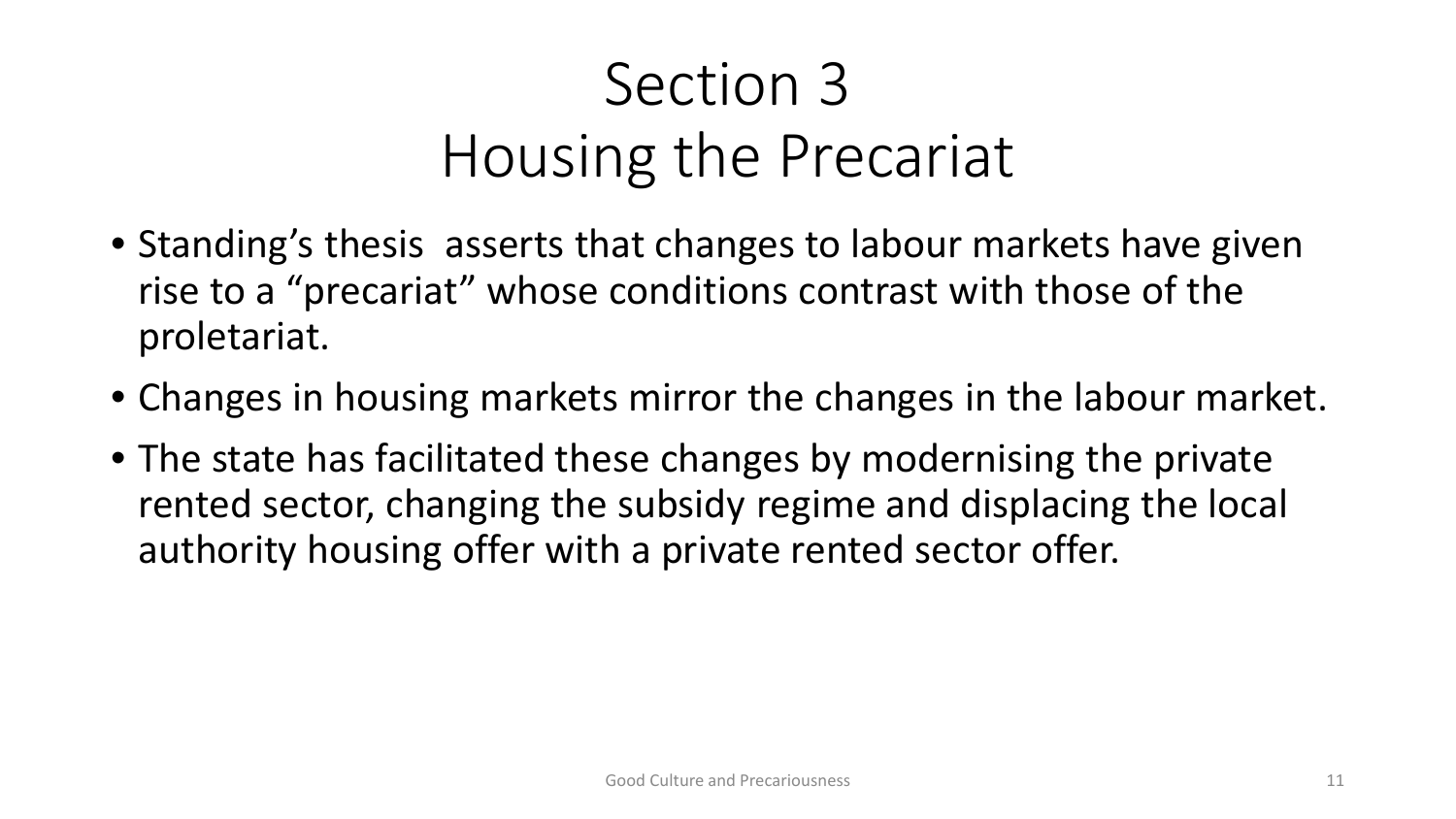# Section 3
# Housing the Precariat

- Standing's thesis asserts that changes to labour markets have given rise to a "precariat" whose conditions contrast with those of the proletariat.
- Changes in housing markets mirror the changes in the labour market.
- The state has facilitated these changes by modernising the private rented sector, changing the subsidy regime and displacing the local authority housing offer with a private rented sector offer.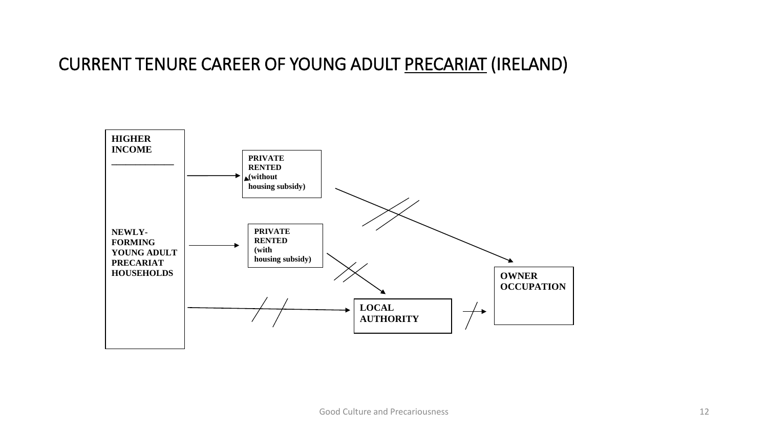# CURRENT TENURE CAREER OF YOUNG ADULT PRECARIAT (IRELAND)

HIGHER INCOME

NEWLY-FORMING YOUNG ADULT PRECARIAT HOUSEHOLDS

PRIVATE RENTED (without housing subsidy)

PRIVATE RENTED (with housing subsidy)

LOCAL AUTHORITY

OWNER OCCUPATION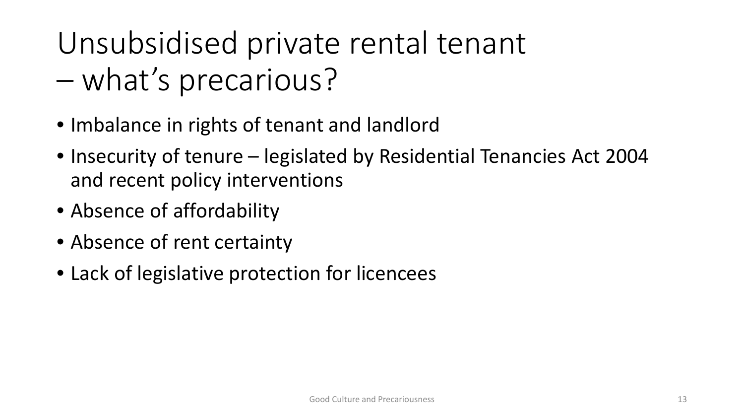# Unsubsidised private rental tenant – what's precarious?

- Imbalance in rights of tenant and landlord
- Insecurity of tenure – legislated by Residential Tenancies Act 2004 and recent policy interventions
- Absence of affordability
- Absence of rent certainty
- Lack of legislative protection for licencees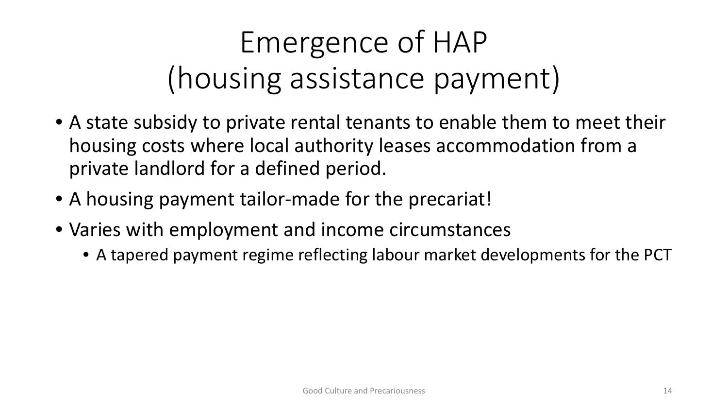# Emergence of HAP (housing assistance payment)

- A state subsidy to private rental tenants to enable them to meet their housing costs where local authority leases accommodation from a private landlord for a defined period.
- A housing payment tailor-made for the precariat!
- Varies with employment and income circumstances
  - A tapered payment regime reflecting labour market developments for the PCT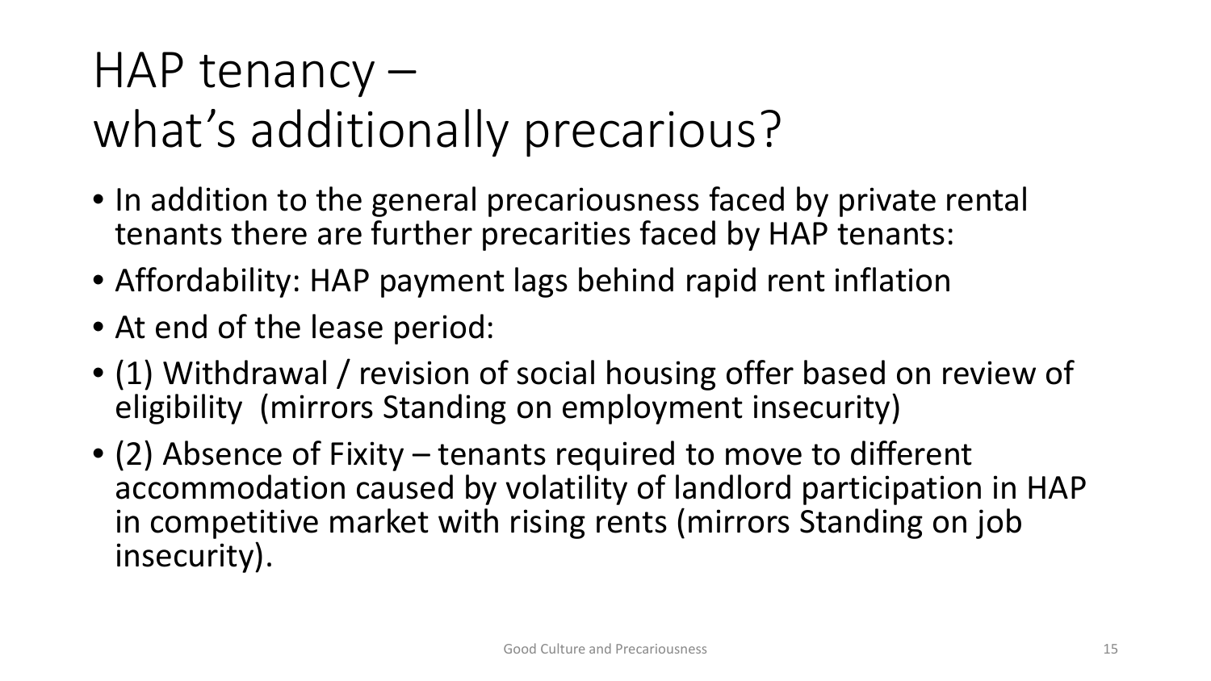# HAP tenancy – what's additionally precarious?

- In addition to the general precariousness faced by private rental tenants there are further precarities faced by HAP tenants:
- Affordability: HAP payment lags behind rapid rent inflation
- At end of the lease period:
- (1) Withdrawal / revision of social housing offer based on review of eligibility (mirrors Standing on employment insecurity)
- (2) Absence of Fixity – tenants required to move to different accommodation caused by volatility of landlord participation in HAP in competitive market with rising rents (mirrors Standing on job insecurity).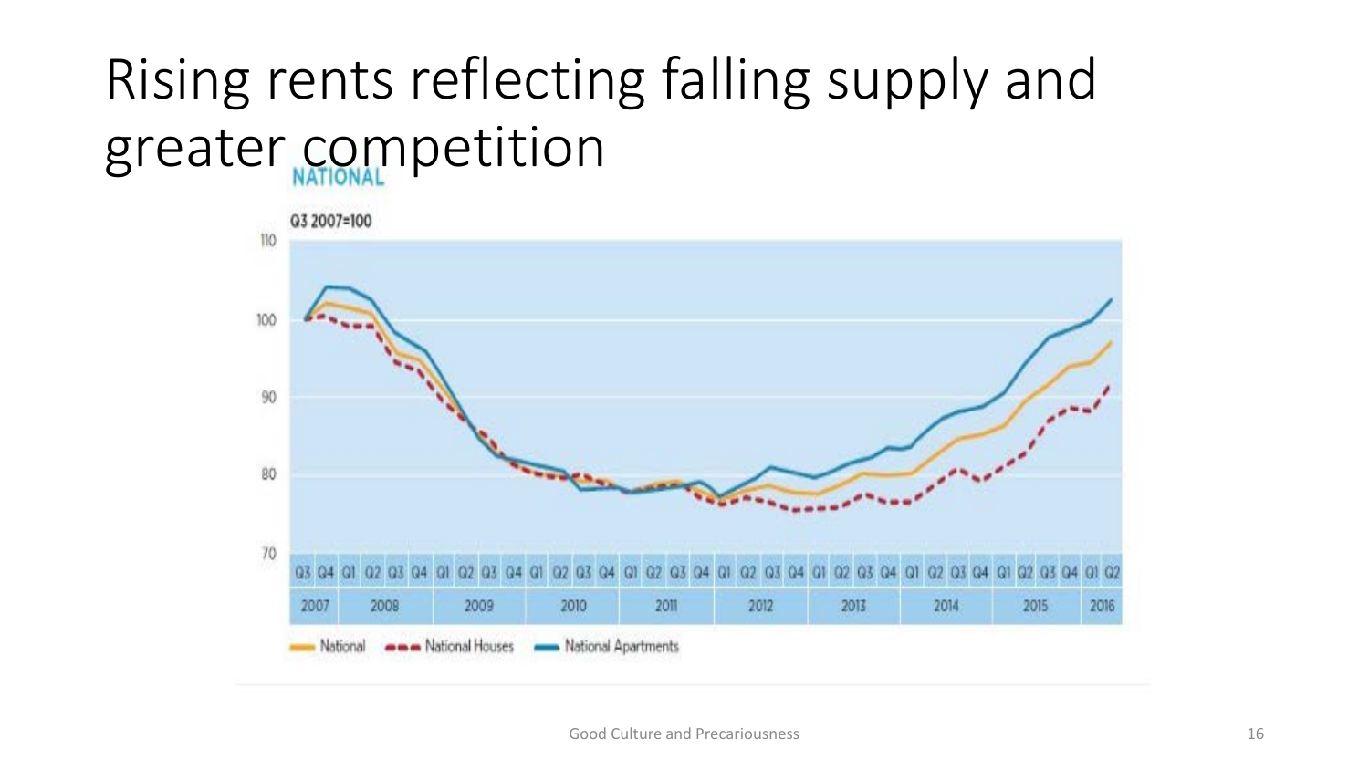# Rising rents reflecting falling supply and greater competition

NATIONAL

Q3 2007=100

Legend: National, National Houses, National Apartments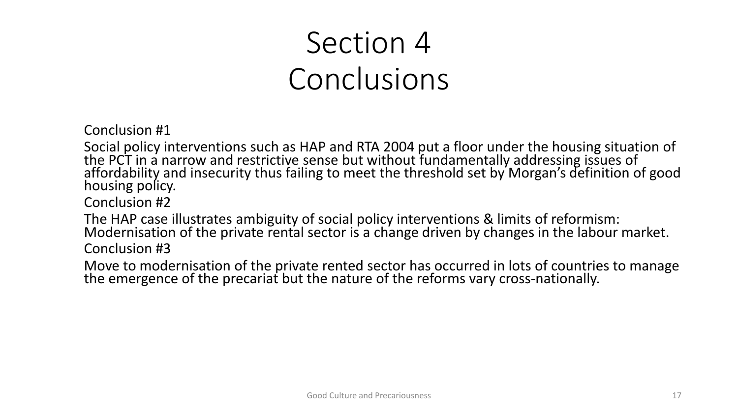# Section 4
# Conclusions

Conclusion #1

Social policy interventions such as HAP and RTA 2004 put a floor under the housing situation of the PCT in a narrow and restrictive sense but without fundamentally addressing issues of affordability and insecurity thus failing to meet the threshold set by Morgan's definition of good housing policy.

Conclusion #2

The HAP case illustrates ambiguity of social policy interventions & limits of reformism: Modernisation of the private rental sector is a change driven by changes in the labour market.

Conclusion #3

Move to modernisation of the private rented sector has occurred in lots of countries to manage the emergence of the precariat but the nature of the reforms vary cross-nationally.